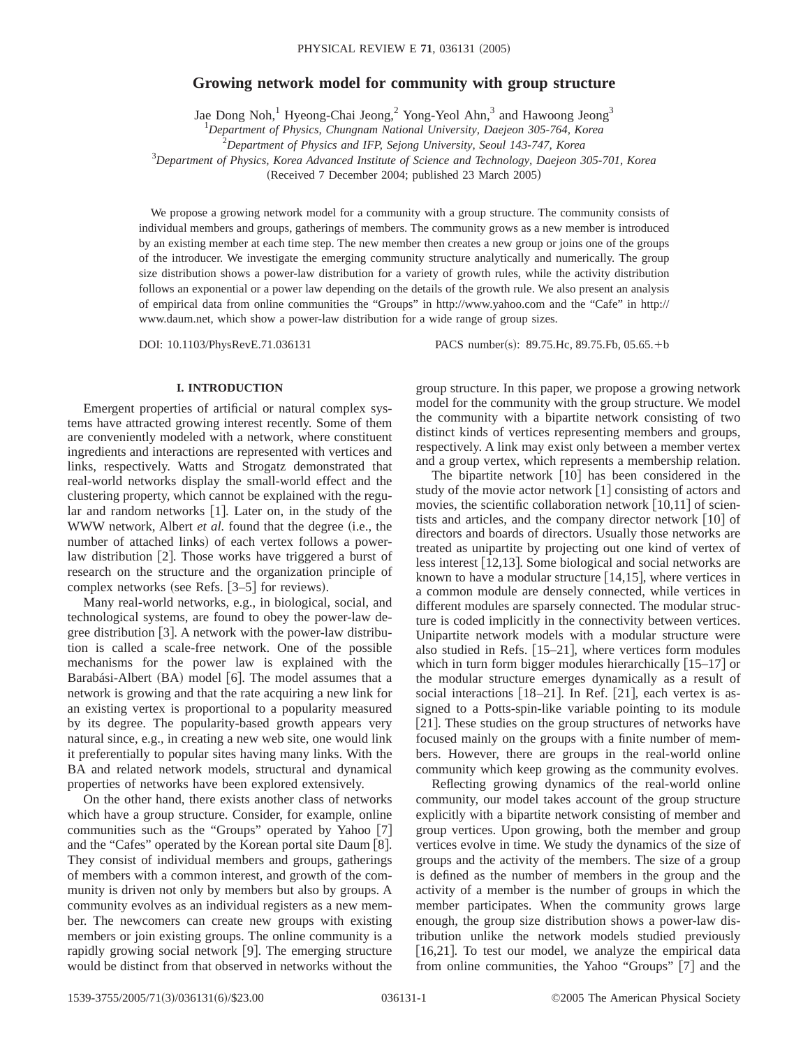# Growing network model for community with group structure

Jae Dong Noh,[1] Hyeong-Chai Jeong,[2] Yong-Yeol Ahn,[3] and Hawoong Jeong[3]

[1]*Department of Physics, Chungnam National University, Daejeon 305-764, Korea*

[2]*Department of Physics and IFP, Sejong University, Seoul 143-747, Korea*

[3]*Department of Physics, Korea Advanced Institute of Science and Technology, Daejeon 305-701, Korea*

(Received 7 December 2004; published 23 March 2005)

We propose a growing network model for a community with a group structure. The community consists of individual members and groups, gatherings of members. The community grows as a new member is introduced by an existing member at each time step. The new member then creates a new group or joins one of the groups of the introducer. We investigate the emerging community structure analytically and numerically. The group size distribution shows a power-law distribution for a variety of growth rules, while the activity distribution follows an exponential or a power law depending on the details of the growth rule. We also present an analysis of empirical data from online communities the "Groups" in http://www.yahoo.com and the "Cafe" in http://www.daum.net, which show a power-law distribution for a wide range of group sizes.

DOI: 10.1103/PhysRevE.71.036131 PACS number(s): 89.75.Hc, 89.75.Fb, 05.65.+b

## I. INTRODUCTION

Emergent properties of artificial or natural complex systems have attracted growing interest recently. Some of them are conveniently modeled with a network, where constituent ingredients and interactions are represented with vertices and links, respectively. Watts and Strogatz demonstrated that real-world networks display the small-world effect and the clustering property, which cannot be explained with the regular and random networks [1]. Later on, in the study of the WWW network, Albert *et al.* found that the degree (i.e., the number of attached links) of each vertex follows a power-law distribution [2]. Those works have triggered a burst of research on the structure and the organization principle of complex networks (see Refs. [3–5] for reviews).

Many real-world networks, e.g., in biological, social, and technological systems, are found to obey the power-law degree distribution [3]. A network with the power-law distribution is called a scale-free network. One of the possible mechanisms for the power law is explained with the Barabási-Albert (BA) model [6]. The model assumes that a network is growing and that the rate acquiring a new link for an existing vertex is proportional to a popularity measured by its degree. The popularity-based growth appears very natural since, e.g., in creating a new web site, one would link it preferentially to popular sites having many links. With the BA and related network models, structural and dynamical properties of networks have been explored extensively.

On the other hand, there exists another class of networks which have a group structure. Consider, for example, online communities such as the "Groups" operated by Yahoo [7] and the "Cafes" operated by the Korean portal site Daum [8]. They consist of individual members and groups, gatherings of members with a common interest, and growth of the community is driven not only by members but also by groups. A community evolves as an individual registers as a new member. The newcomers can create new groups with existing members or join existing groups. The online community is a rapidly growing social network [9]. The emerging structure would be distinct from that observed in networks without the group structure. In this paper, we propose a growing network model for the community with the group structure. We model the community with a bipartite network consisting of two distinct kinds of vertices representing members and groups, respectively. A link may exist only between a member vertex and a group vertex, which represents a membership relation.

The bipartite network [10] has been considered in the study of the movie actor network [1] consisting of actors and movies, the scientific collaboration network [10,11] of scientists and articles, and the company director network [10] of directors and boards of directors. Usually those networks are treated as unipartite by projecting out one kind of vertex of less interest [12,13]. Some biological and social networks are known to have a modular structure [14,15], where vertices in a common module are densely connected, while vertices in different modules are sparsely connected. The modular structure is coded implicitly in the connectivity between vertices. Unipartite network models with a modular structure were also studied in Refs. [15–21], where vertices form modules which in turn form bigger modules hierarchically [15–17] or the modular structure emerges dynamically as a result of social interactions [18–21]. In Ref. [21], each vertex is assigned to a Potts-spin-like variable pointing to its module [21]. These studies on the group structures of networks have focused mainly on the groups with a finite number of members. However, there are groups in the real-world online community which keep growing as the community evolves.

Reflecting growing dynamics of the real-world online community, our model takes account of the group structure explicitly with a bipartite network consisting of member and group vertices. Upon growing, both the member and group vertices evolve in time. We study the dynamics of the size of groups and the activity of the members. The size of a group is defined as the number of members in the group and the activity of a member is the number of groups in which the member participates. When the community grows large enough, the group size distribution shows a power-law distribution unlike the network models studied previously [16,21]. To test our model, we analyze the empirical data from online communities, the Yahoo "Groups" [7] and the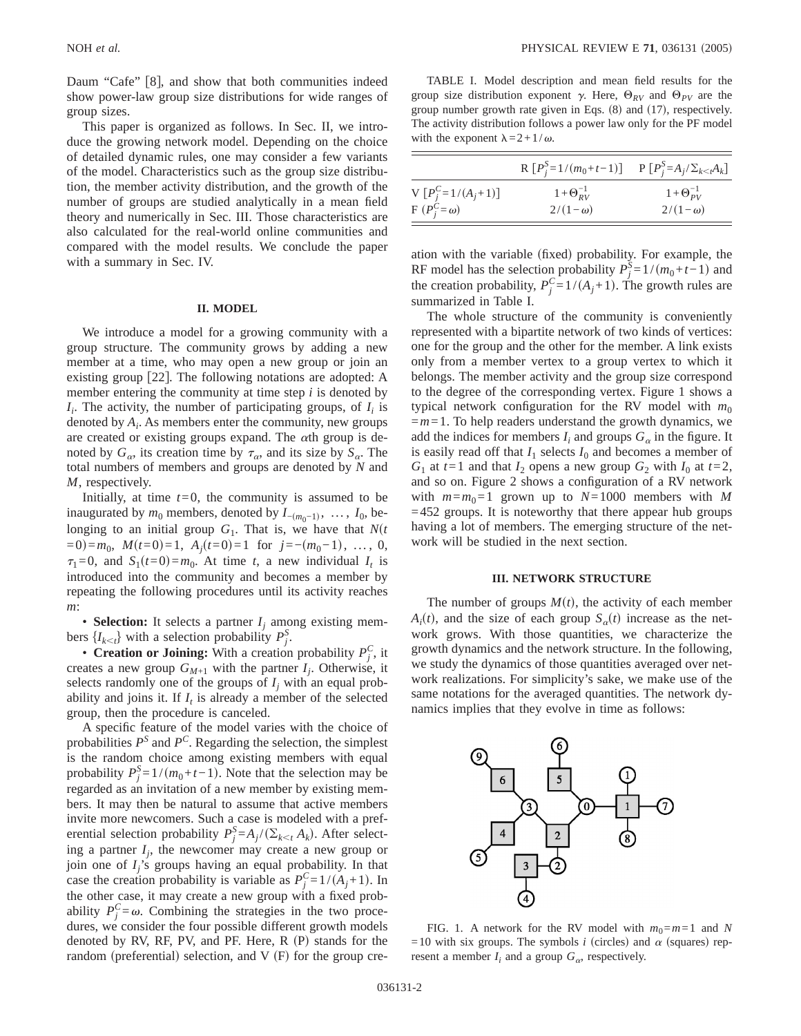Daum "Cafe" [8], and show that both communities indeed show power-law group size distributions for wide ranges of group sizes.

This paper is organized as follows. In Sec. II, we introduce the growing network model. Depending on the choice of detailed dynamic rules, one may consider a few variants of the model. Characteristics such as the group size distribution, the member activity distribution, and the growth of the number of groups are studied analytically in a mean field theory and numerically in Sec. III. Those characteristics are also calculated for the real-world online communities and compared with the model results. We conclude the paper with a summary in Sec. IV.

## II. MODEL

We introduce a model for a growing community with a group structure. The community grows by adding a new member at a time, who may open a new group or join an existing group [22]. The following notations are adopted: A member entering the community at time step $i$ is denoted by $I_i$. The activity, the number of participating groups, of $I_i$ is denoted by $A_i$. As members enter the community, new groups are created or existing groups expand. The $\alpha$th group is denoted by $G_\alpha$, its creation time by $\tau_\alpha$, and its size by $S_\alpha$. The total numbers of members and groups are denoted by $N$ and $M$, respectively.

Initially, at time $t=0$, the community is assumed to be inaugurated by $m_0$ members, denoted by $I_{-(m_0-1)}, \ldots, I_0$, belonging to an initial group $G_1$. That is, we have that $N(t=0)=m_0$, $M(t=0)=1$, $A_j(t=0)=1$ for $j=-(m_0-1), \ldots, 0$, $\tau_1=0$, and $S_1(t=0)=m_0$. At time $t$, a new individual $I_t$ is introduced into the community and becomes a member by repeating the following procedures until its activity reaches $m$:

- **Selection:** It selects a partner $I_j$ among existing members $\{I_{k<t}\}$ with a selection probability $P_j^S$.
- **Creation or Joining:** With a creation probability $P_j^C$, it creates a new group $G_{M+1}$ with the partner $I_j$. Otherwise, it selects randomly one of the groups of $I_j$ with an equal probability and joins it. If $I_t$ is already a member of the selected group, then the procedure is canceled.

A specific feature of the model varies with the choice of probabilities $P^S$ and $P^C$. Regarding the selection, the simplest is the random choice among existing members with equal probability $P_j^S=1/(m_0+t-1)$. Note that the selection may be regarded as an invitation of a new member by existing members. It may then be natural to assume that active members invite more newcomers. Such a case is modeled with a preferential selection probability $P_j^S=A_j/(\sum_{k<t}A_k)$. After selecting a partner $I_j$, the newcomer may create a new group or join one of $I_j$'s groups having an equal probability. In that case the creation probability is variable as $P_j^C=1/(A_j+1)$. In the other case, it may create a new group with a fixed probability $P_j^C=\omega$. Combining the strategies in the two procedures, we consider the four possible different growth models denoted by RV, RF, PV, and PF. Here, R (P) stands for the random (preferential) selection, and V (F) for the group creation with the variable (fixed) probability. For example, the RF model has the selection probability $P_j^S=1/(m_0+t-1)$ and the creation probability, $P_j^C=1/(A_j+1)$. The growth rules are summarized in Table I.

TABLE I. Model description and mean field results for the group size distribution exponent $\gamma$. Here, $\Theta_{RV}$ and $\Theta_{PV}$ are the group number growth rate given in Eqs. (8) and (17), respectively. The activity distribution follows a power law only for the PF model with the exponent $\lambda=2+1/\omega$.

| | R $[P_j^S=1/(m_0+t-1)]$ | P $[P_j^S=A_j/\sum_{k<t}A_k]$ |
|---|---|---|
| V $[P_j^C=1/(A_j+1)]$ | $1+\Theta_{RV}^{-1}$ | $1+\Theta_{PV}^{-1}$ |
| F $(P_j^C=\omega)$ | $2/(1-\omega)$ | $2/(1-\omega)$ |

The whole structure of the community is conveniently represented with a bipartite network of two kinds of vertices: one for the group and the other for the member. A link exists only from a member vertex to a group vertex to which it belongs. The member activity and the group size correspond to the degree of the corresponding vertex. Figure 1 shows a typical network configuration for the RV model with $m_0=m=1$. To help readers understand the growth dynamics, we add the indices for members $I_i$ and groups $G_\alpha$ in the figure. It is easily read off that $I_1$ selects $I_0$ and becomes a member of $G_1$ at $t=1$ and that $I_2$ opens a new group $G_2$ with $I_0$ at $t=2$, and so on. Figure 2 shows a configuration of a RV network with $m=m_0=1$ grown up to $N=1000$ members with $M=452$ groups. It is noteworthy that there appear hub groups having a lot of members. The emerging structure of the network will be studied in the next section.

## III. NETWORK STRUCTURE

The number of groups $M(t)$, the activity of each member $A_i(t)$, and the size of each group $S_\alpha(t)$ increase as the network grows. With those quantities, we characterize the growth dynamics and the network structure. In the following, we study the dynamics of those quantities averaged over network realizations. For simplicity's sake, we make use of the same notations for the averaged quantities. The network dynamics implies that they evolve in time as follows:

FIG. 1. A network for the RV model with $m_0=m=1$ and $N=10$ with six groups. The symbols $i$ (circles) and $\alpha$ (squares) represent a member $I_i$ and a group $G_\alpha$, respectively.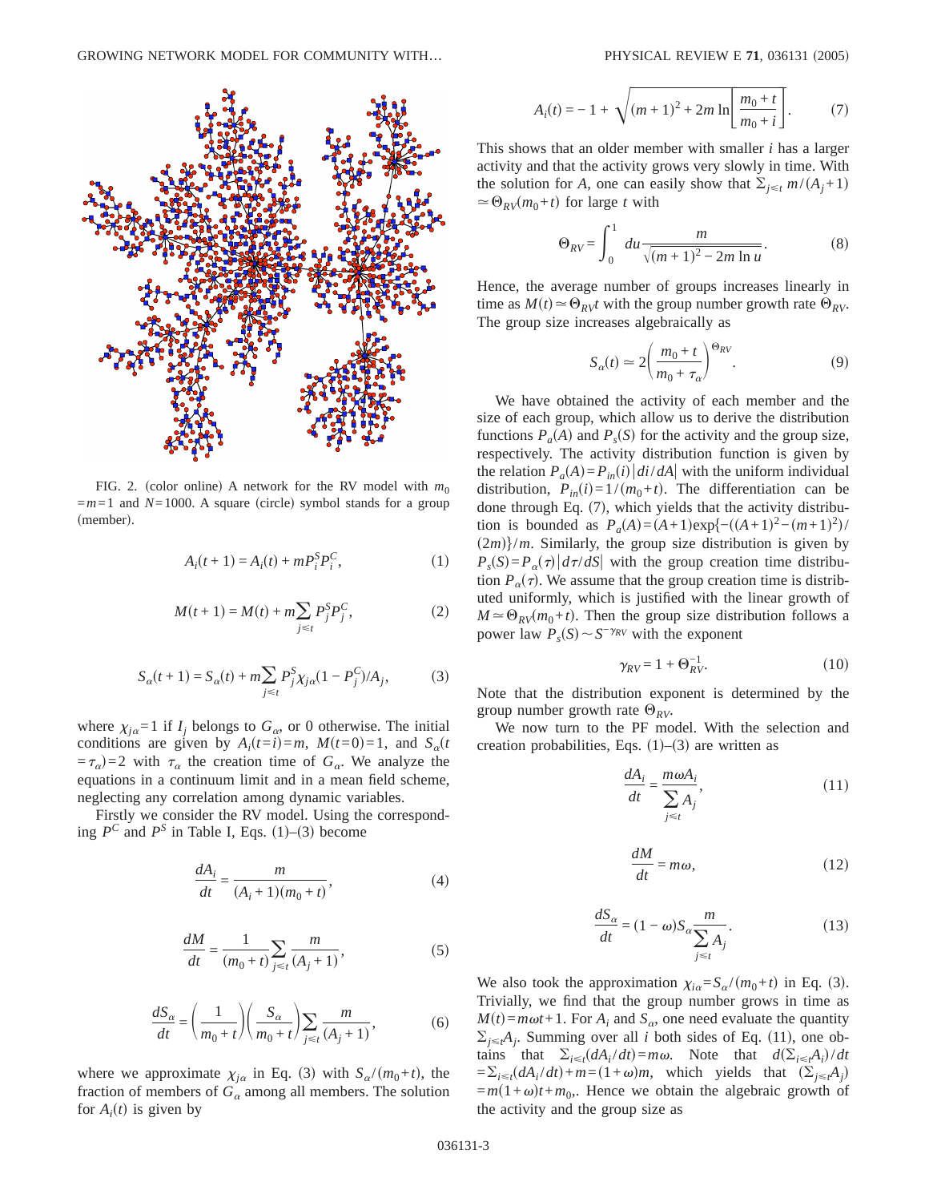FIG. 2. (color online) A network for the RV model with $m_0 = m = 1$ and $N = 1000$. A square (circle) symbol stands for a group (member).

$$A_i(t+1) = A_i(t) + mP_i^S P_i^C, \quad (1)$$

$$M(t+1) = M(t) + m\sum_{j\le t} P_j^S P_j^C, \quad (2)$$

$$S_\alpha(t+1) = S_\alpha(t) + m\sum_{j\le t} P_j^S \chi_{j\alpha}(1-P_j^C)/A_j, \quad (3)$$

where $\chi_{j\alpha}=1$ if $I_j$ belongs to $G_\alpha$, or 0 otherwise. The initial conditions are given by $A_i(t=i)=m$, $M(t=0)=1$, and $S_\alpha(t=\tau_\alpha)=2$ with $\tau_\alpha$ the creation time of $G_\alpha$. We analyze the equations in a continuum limit and in a mean field scheme, neglecting any correlation among dynamic variables.

Firstly we consider the RV model. Using the corresponding $P^C$ and $P^S$ in Table I, Eqs. (1)–(3) become

$$\frac{dA_i}{dt} = \frac{m}{(A_i+1)(m_0+t)}, \quad (4)$$

$$\frac{dM}{dt} = \frac{1}{(m_0+t)}\sum_{j\le t}\frac{m}{(A_j+1)}, \quad (5)$$

$$\frac{dS_\alpha}{dt} = \left(\frac{1}{m_0+t}\right)\left(\frac{S_\alpha}{m_0+t}\right)\sum_{j\le t}\frac{m}{(A_j+1)}, \quad (6)$$

where we approximate $\chi_{j\alpha}$ in Eq. (3) with $S_\alpha/(m_0+t)$, the fraction of members of $G_\alpha$ among all members. The solution for $A_i(t)$ is given by

$$A_i(t) = -1 + \sqrt{(m+1)^2 + 2m\ln\left[\frac{m_0+t}{m_0+i}\right]}. \quad (7)$$

This shows that an older member with smaller $i$ has a larger activity and that the activity grows very slowly in time. With the solution for $A$, one can easily show that $\sum_{j\le t} m/(A_j+1) \simeq \Theta_{RV}(m_0+t)$ for large $t$ with

$$\Theta_{RV} = \int_0^1 du \frac{m}{\sqrt{(m+1)^2 - 2m\ln u}}. \quad (8)$$

Hence, the average number of groups increases linearly in time as $M(t)\simeq\Theta_{RV}t$ with the group number growth rate $\Theta_{RV}$. The group size increases algebraically as

$$S_\alpha(t) \simeq 2\left(\frac{m_0+t}{m_0+\tau_\alpha}\right)^{\Theta_{RV}}. \quad (9)$$

We have obtained the activity of each member and the size of each group, which allow us to derive the distribution functions $P_a(A)$ and $P_s(S)$ for the activity and the group size, respectively. The activity distribution function is given by the relation $P_a(A)=P_{in}(i)|di/dA|$ with the uniform individual distribution, $P_{in}(i)=1/(m_0+t)$. The differentiation can be done through Eq. (7), which yields that the activity distribution is bounded as $P_a(A)=(A+1)\exp\{-((A+1)^2-(m+1)^2)/(2m)\}/m$. Similarly, the group size distribution is given by $P_s(S)=P_\alpha(\tau)|d\tau/dS|$ with the group creation time distribution $P_\alpha(\tau)$. We assume that the group creation time is distributed uniformly, which is justified with the linear growth of $M\simeq\Theta_{RV}(m_0+t)$. Then the group size distribution follows a power law $P_s(S)\sim S^{-\gamma_{RV}}$ with the exponent

$$\gamma_{RV} = 1 + \Theta_{RV}^{-1}. \quad (10)$$

Note that the distribution exponent is determined by the group number growth rate $\Theta_{RV}$.

We now turn to the PF model. With the selection and creation probabilities, Eqs. (1)–(3) are written as

$$\frac{dA_i}{dt} = \frac{m\omega A_i}{\sum_{j\le t} A_j}, \quad (11)$$

$$\frac{dM}{dt} = m\omega, \quad (12)$$

$$\frac{dS_\alpha}{dt} = (1-\omega)S_\alpha \frac{m}{\sum_{j\le t} A_j}. \quad (13)$$

We also took the approximation $\chi_{i\alpha}=S_\alpha/(m_0+t)$ in Eq. (3). Trivially, we find that the group number grows in time as $M(t)=m\omega t+1$. For $A_i$ and $S_\alpha$, one need evaluate the quantity $\sum_{j\le t} A_j$. Summing over all $i$ both sides of Eq. (11), one obtains that $\sum_{i\le t}(dA_i/dt)=m\omega$. Note that $d(\sum_{i\le t}A_i)/dt = \sum_{i\le t}(dA_i/dt)+m=(1+\omega)m$, which yields that $(\sum_{j\le t}A_j) = m(1+\omega)t+m_0$,. Hence we obtain the algebraic growth of the activity and the group size as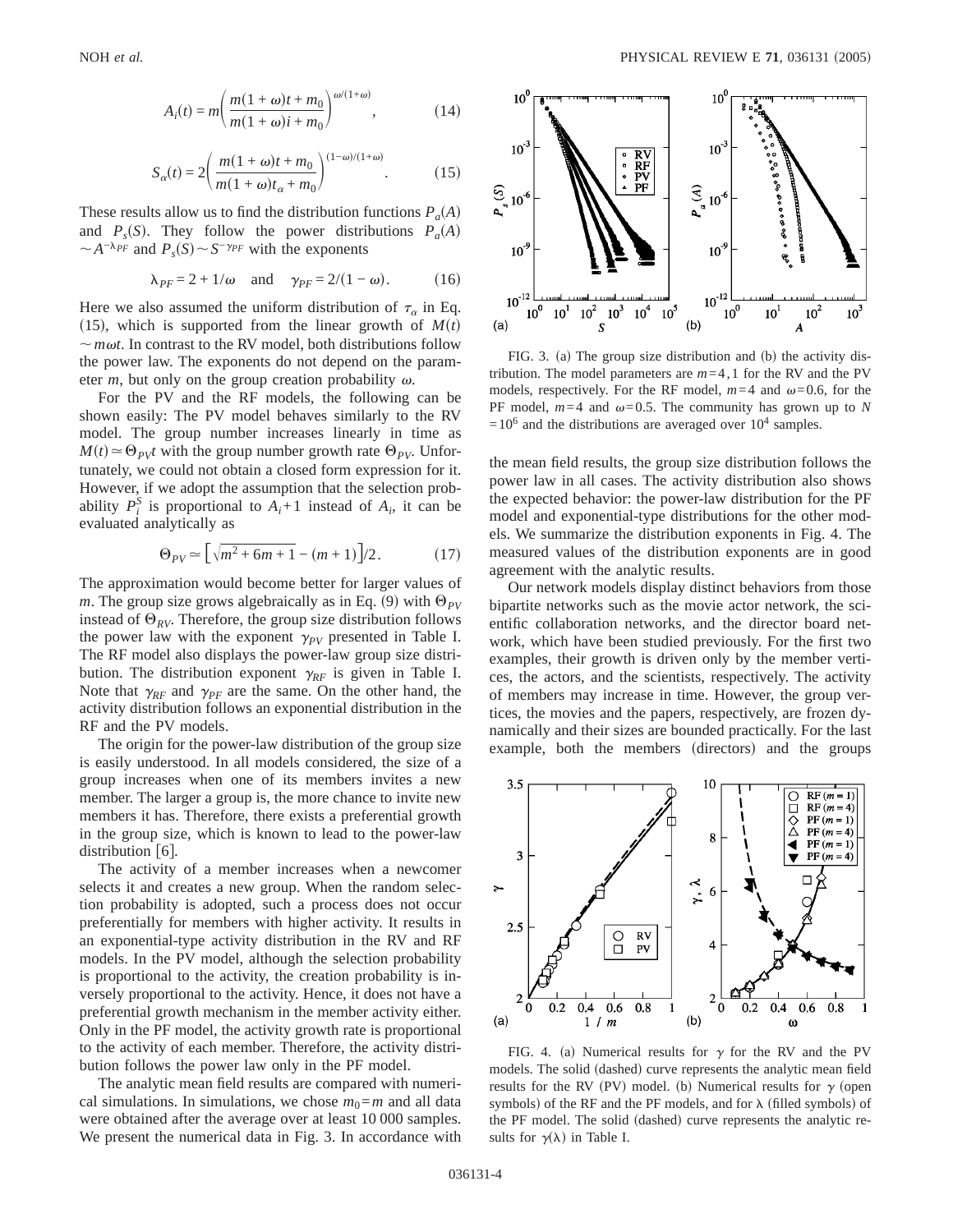$$A_i(t) = m\left(\frac{m(1+\omega)t + m_0}{m(1+\omega)i + m_0}\right)^{\omega/(1+\omega)}, \tag{14}$$

$$S_\alpha(t) = 2\left(\frac{m(1+\omega)t + m_0}{m(1+\omega)t_\alpha + m_0}\right)^{(1-\omega)/(1+\omega)}. \tag{15}$$

These results allow us to find the distribution functions $P_a(A)$ and $P_s(S)$. They follow the power distributions $P_a(A) \sim A^{-\lambda_{PF}}$ and $P_s(S) \sim S^{-\gamma_{PF}}$ with the exponents

$$\lambda_{PF} = 2 + 1/\omega \quad \text{and} \quad \gamma_{PF} = 2/(1-\omega). \tag{16}$$

Here we also assumed the uniform distribution of $\tau_\alpha$ in Eq. (15), which is supported from the linear growth of $M(t) \sim m\omega t$. In contrast to the RV model, both distributions follow the power law. The exponents do not depend on the parameter $m$, but only on the group creation probability $\omega$.

For the PV and the RF models, the following can be shown easily: The PV model behaves similarly to the RV model. The group number increases linearly in time as $M(t) \simeq \Theta_{PV} t$ with the group number growth rate $\Theta_{PV}$. Unfortunately, we could not obtain a closed form expression for it. However, if we adopt the assumption that the selection probability $P_i^S$ is proportional to $A_i + 1$ instead of $A_i$, it can be evaluated analytically as

$$\Theta_{PV} \simeq \left[\sqrt{m^2 + 6m + 1} - (m+1)\right]/2. \tag{17}$$

The approximation would become better for larger values of $m$. The group size grows algebraically as in Eq. (9) with $\Theta_{PV}$ instead of $\Theta_{RV}$. Therefore, the group size distribution follows the power law with the exponent $\gamma_{PV}$ presented in Table I. The RF model also displays the power-law group size distribution. The distribution exponent $\gamma_{RF}$ is given in Table I. Note that $\gamma_{RF}$ and $\gamma_{PF}$ are the same. On the other hand, the activity distribution follows an exponential distribution in the RF and the PV models.

The origin for the power-law distribution of the group size is easily understood. In all models considered, the size of a group increases when one of its members invites a new member. The larger a group is, the more chance to invite new members it has. Therefore, there exists a preferential growth in the group size, which is known to lead to the power-law distribution [6].

The activity of a member increases when a newcomer selects it and creates a new group. When the random selection probability is adopted, such a process does not occur preferentially for members with higher activity. It results in an exponential-type activity distribution in the RV and RF models. In the PV model, although the selection probability is proportional to the activity, the creation probability is inversely proportional to the activity. Hence, it does not have a preferential growth mechanism in the member activity either. Only in the PF model, the activity growth rate is proportional to the activity of each member. Therefore, the activity distribution follows the power law only in the PF model.

The analytic mean field results are compared with numerical simulations. In simulations, we chose $m_0 = m$ and all data were obtained after the average over at least 10 000 samples. We present the numerical data in Fig. 3. In accordance with the mean field results, the group size distribution follows the power law in all cases. The activity distribution also shows the expected behavior: the power-law distribution for the PF model and exponential-type distributions for the other models. We summarize the distribution exponents in Fig. 4. The measured values of the distribution exponents are in good agreement with the analytic results.

FIG. 3. (a) The group size distribution and (b) the activity distribution. The model parameters are $m=4,1$ for the RV and the PV models, respectively. For the RF model, $m=4$ and $\omega=0.6$, for the PF model, $m=4$ and $\omega=0.5$. The community has grown up to $N=10^6$ and the distributions are averaged over $10^4$ samples.

Our network models display distinct behaviors from those bipartite networks such as the movie actor network, the scientific collaboration networks, and the director board network, which have been studied previously. For the first two examples, their growth is driven only by the member vertices, the actors, and the scientists, respectively. The activity of members may increase in time. However, the group vertices, the movies and the papers, respectively, are frozen dynamically and their sizes are bounded practically. For the last example, both the members (directors) and the groups

FIG. 4. (a) Numerical results for $\gamma$ for the RV and the PV models. The solid (dashed) curve represents the analytic mean field results for the RV (PV) model. (b) Numerical results for $\gamma$ (open symbols) of the RF and the PF models, and for $\lambda$ (filled symbols) of the PF model. The solid (dashed) curve represents the analytic results for $\gamma(\lambda)$ in Table I.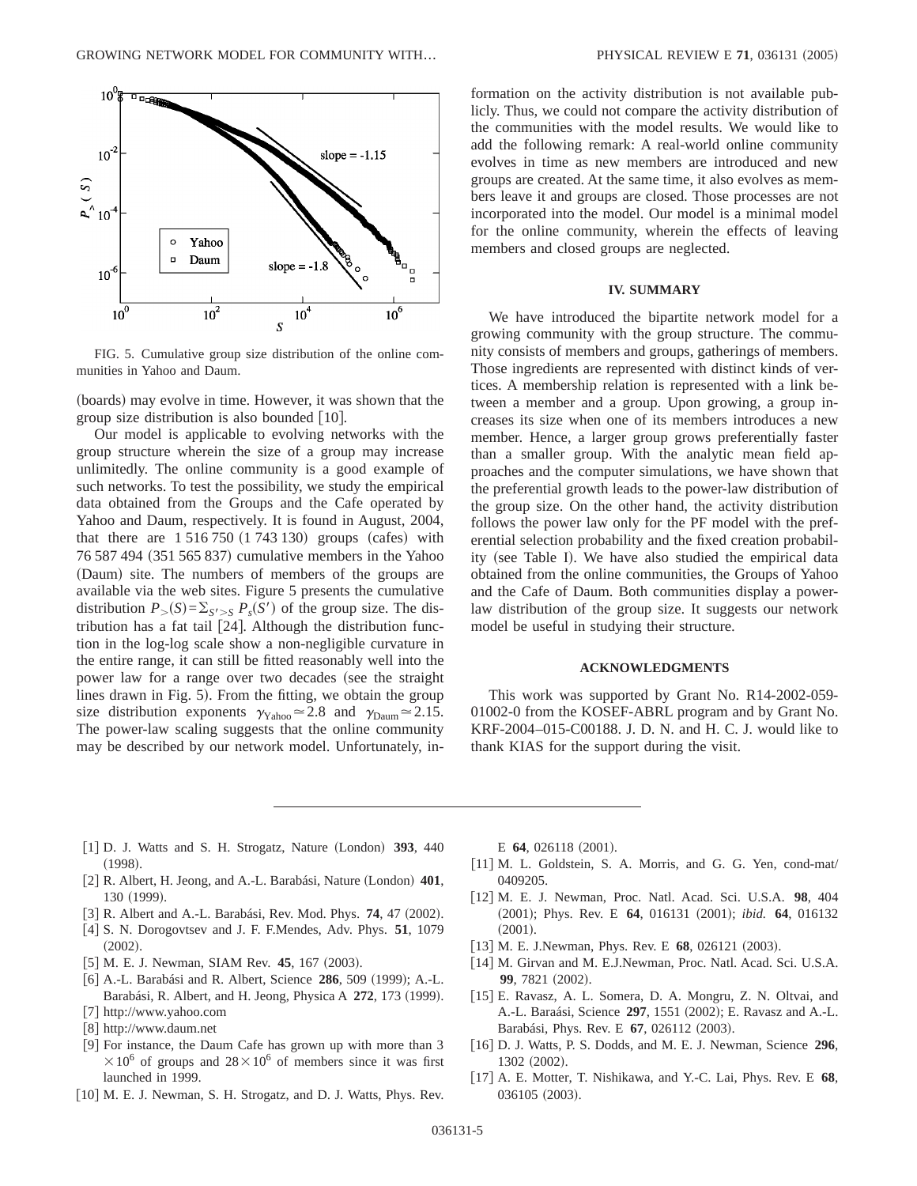FIG. 5. Cumulative group size distribution of the online communities in Yahoo and Daum.

(boards) may evolve in time. However, it was shown that the group size distribution is also bounded [10].

Our model is applicable to evolving networks with the group structure wherein the size of a group may increase unlimitedly. The online community is a good example of such networks. To test the possibility, we study the empirical data obtained from the Groups and the Cafe operated by Yahoo and Daum, respectively. It is found in August, 2004, that there are 1 516 750 (1 743 130) groups (cafes) with 76 587 494 (351 565 837) cumulative members in the Yahoo (Daum) site. The numbers of members of the groups are available via the web sites. Figure 5 presents the cumulative distribution $P_>(S)=\Sigma_{S'>S} P_s(S')$ of the group size. The distribution has a fat tail [24]. Although the distribution function in the log-log scale show a non-negligible curvature in the entire range, it can still be fitted reasonably well into the power law for a range over two decades (see the straight lines drawn in Fig. 5). From the fitting, we obtain the group size distribution exponents $\gamma_{\mathrm{Yahoo}} \simeq 2.8$ and $\gamma_{\mathrm{Daum}} \simeq 2.15$. The power-law scaling suggests that the online community may be described by our network model. Unfortunately, information on the activity distribution is not available publicly. Thus, we could not compare the activity distribution of the communities with the model results. We would like to add the following remark: A real-world online community evolves in time as new members are introduced and new groups are created. At the same time, it also evolves as members leave it and groups are closed. Those processes are not incorporated into the model. Our model is a minimal model for the online community, wherein the effects of leaving members and closed groups are neglected.

## IV. SUMMARY

We have introduced the bipartite network model for a growing community with the group structure. The community consists of members and groups, gatherings of members. Those ingredients are represented with distinct kinds of vertices. A membership relation is represented with a link between a member and a group. Upon growing, a group increases its size when one of its members introduces a new member. Hence, a larger group grows preferentially faster than a smaller group. With the analytic mean field approaches and the computer simulations, we have shown that the preferential growth leads to the power-law distribution of the group size. On the other hand, the activity distribution follows the power law only for the PF model with the preferential selection probability and the fixed creation probability (see Table I). We have also studied the empirical data obtained from the online communities, the Groups of Yahoo and the Cafe of Daum. Both communities display a power-law distribution of the group size. It suggests our network model be useful in studying their structure.

## ACKNOWLEDGMENTS

This work was supported by Grant No. R14-2002-059-01002-0 from the KOSEF-ABRL program and by Grant No. KRF-2004–015-C00188. J. D. N. and H. C. J. would like to thank KIAS for the support during the visit.

---

[1] D. J. Watts and S. H. Strogatz, Nature (London) **393**, 440 (1998).

[2] R. Albert, H. Jeong, and A.-L. Barabási, Nature (London) **401**, 130 (1999).

[3] R. Albert and A.-L. Barabási, Rev. Mod. Phys. **74**, 47 (2002).

[4] S. N. Dorogovtsev and J. F. F.Mendes, Adv. Phys. **51**, 1079 (2002).

[5] M. E. J. Newman, SIAM Rev. **45**, 167 (2003).

[6] A.-L. Barabási and R. Albert, Science **286**, 509 (1999); A.-L. Barabási, R. Albert, and H. Jeong, Physica A **272**, 173 (1999).

[7] http://www.yahoo.com

[8] http://www.daum.net

[9] For instance, the Daum Cafe has grown up with more than $3 \times 10^6$ of groups and $28 \times 10^6$ of members since it was first launched in 1999.

[10] M. E. J. Newman, S. H. Strogatz, and D. J. Watts, Phys. Rev. E **64**, 026118 (2001).

[11] M. L. Goldstein, S. A. Morris, and G. G. Yen, cond-mat/0409205.

[12] M. E. J. Newman, Proc. Natl. Acad. Sci. U.S.A. **98**, 404 (2001); Phys. Rev. E **64**, 016131 (2001); *ibid.* **64**, 016132 (2001).

[13] M. E. J.Newman, Phys. Rev. E **68**, 026121 (2003).

[14] M. Girvan and M. E.J.Newman, Proc. Natl. Acad. Sci. U.S.A. **99**, 7821 (2002).

[15] E. Ravasz, A. L. Somera, D. A. Mongru, Z. N. Oltvai, and A.-L. Baraási, Science **297**, 1551 (2002); E. Ravasz and A.-L. Barabási, Phys. Rev. E **67**, 026112 (2003).

[16] D. J. Watts, P. S. Dodds, and M. E. J. Newman, Science **296**, 1302 (2002).

[17] A. E. Motter, T. Nishikawa, and Y.-C. Lai, Phys. Rev. E **68**, 036105 (2003).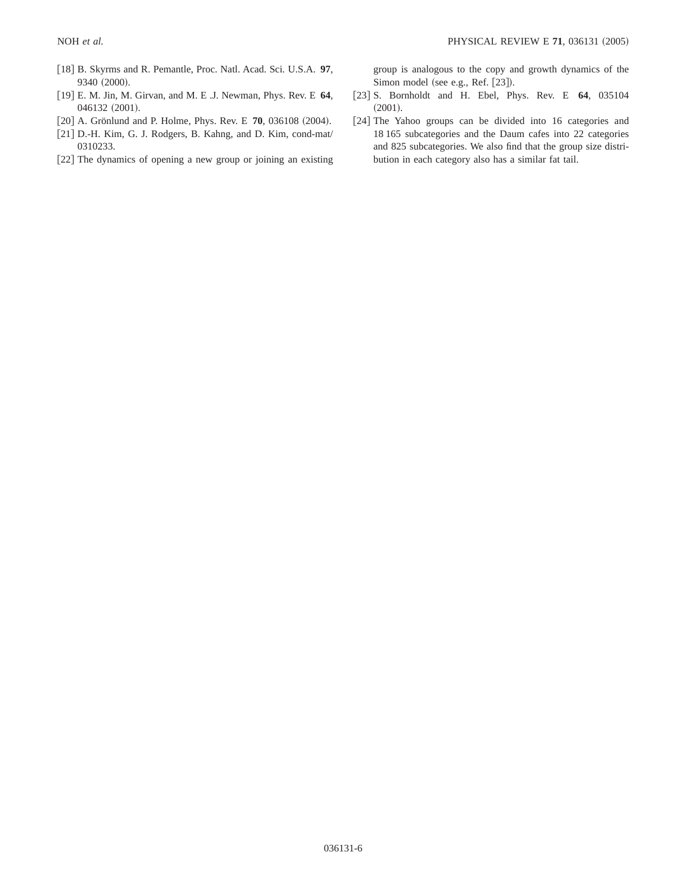[18] B. Skyrms and R. Pemantle, Proc. Natl. Acad. Sci. U.S.A. **97**, 9340 (2000).

[19] E. M. Jin, M. Girvan, and M. E .J. Newman, Phys. Rev. E **64**, 046132 (2001).

[20] A. Grönlund and P. Holme, Phys. Rev. E **70**, 036108 (2004).

[21] D.-H. Kim, G. J. Rodgers, B. Kahng, and D. Kim, cond-mat/0310233.

[22] The dynamics of opening a new group or joining an existing group is analogous to the copy and growth dynamics of the Simon model (see e.g., Ref. [23]).

[23] S. Bornholdt and H. Ebel, Phys. Rev. E **64**, 035104 (2001).

[24] The Yahoo groups can be divided into 16 categories and 18 165 subcategories and the Daum cafes into 22 categories and 825 subcategories. We also find that the group size distribution in each category also has a similar fat tail.